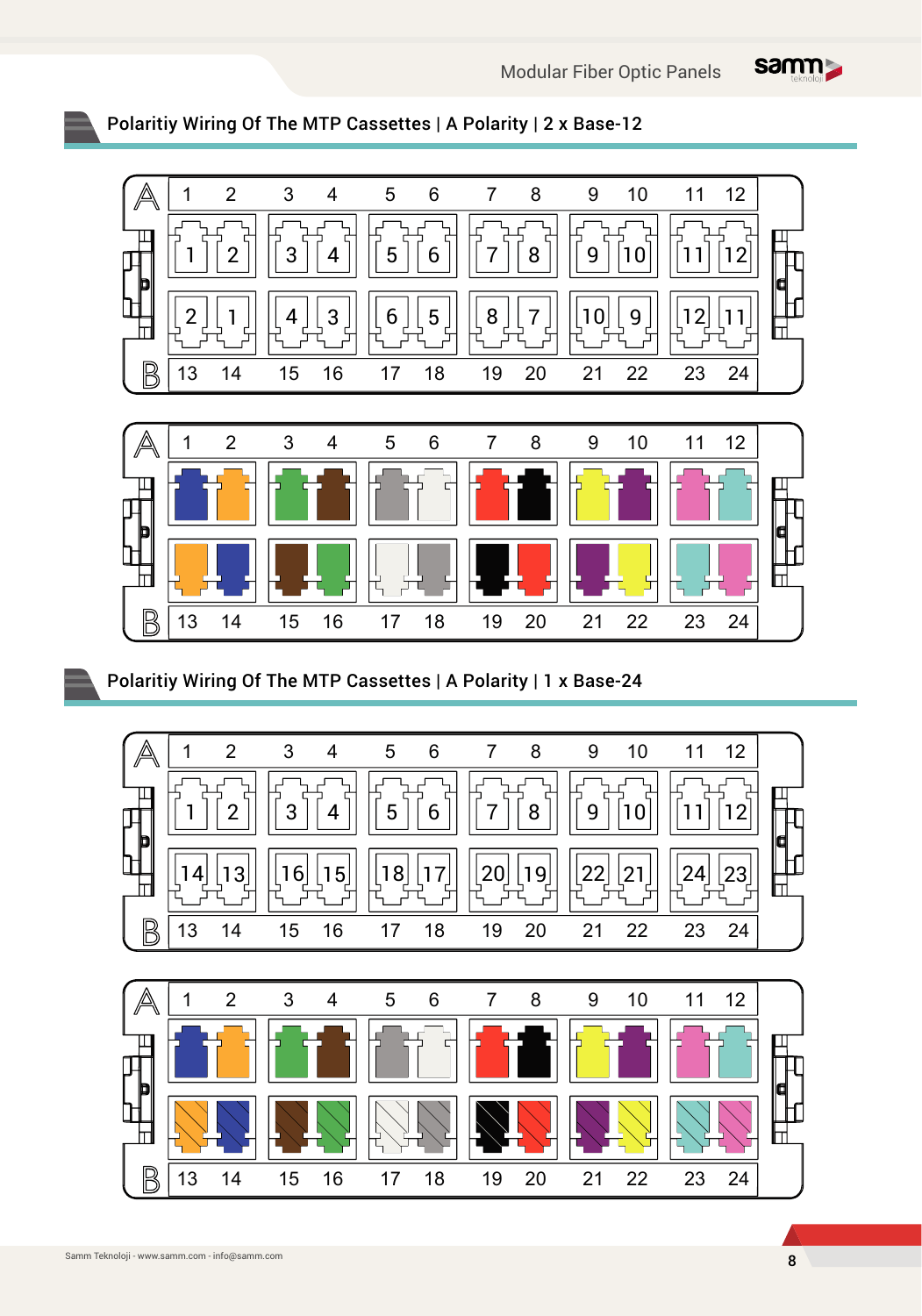## Polaritiy Wiring Of The MTP Cassettes | A Polarity | 2 x Base-12

| | | | | | | | | | | | | |
|---|---|---|---|---|---|---|---|---|---|---|---|---|
| A | 1 | 2 | 3 | 4 | 5 | 6 | 7 | 8 | 9 | 10 | 11 | 12 |
| | 1 | 2 | 3 | 4 | 5 | 6 | 7 | 8 | 9 | 10 | 11 | 12 |
| | 2 | 1 | 4 | 3 | 6 | 5 | 8 | 7 | 10 | 9 | 12 | 11 |
| B | 13 | 14 | 15 | 16 | 17 | 18 | 19 | 20 | 21 | 22 | 23 | 24 |

| | | | | | | | | | | | | |
|---|---|---|---|---|---|---|---|---|---|---|---|---|
| A | 1 | 2 | 3 | 4 | 5 | 6 | 7 | 8 | 9 | 10 | 11 | 12 |
| B | 13 | 14 | 15 | 16 | 17 | 18 | 19 | 20 | 21 | 22 | 23 | 24 |

## Polaritiy Wiring Of The MTP Cassettes | A Polarity | 1 x Base-24

| | | | | | | | | | | | | |
|---|---|---|---|---|---|---|---|---|---|---|---|---|
| A | 1 | 2 | 3 | 4 | 5 | 6 | 7 | 8 | 9 | 10 | 11 | 12 |
| | 1 | 2 | 3 | 4 | 5 | 6 | 7 | 8 | 9 | 10 | 11 | 12 |
| | 14 | 13 | 16 | 15 | 18 | 17 | 20 | 19 | 22 | 21 | 24 | 23 |
| B | 13 | 14 | 15 | 16 | 17 | 18 | 19 | 20 | 21 | 22 | 23 | 24 |

| | | | | | | | | | | | | |
|---|---|---|---|---|---|---|---|---|---|---|---|---|
| A | 1 | 2 | 3 | 4 | 5 | 6 | 7 | 8 | 9 | 10 | 11 | 12 |
| B | 13 | 14 | 15 | 16 | 17 | 18 | 19 | 20 | 21 | 22 | 23 | 24 |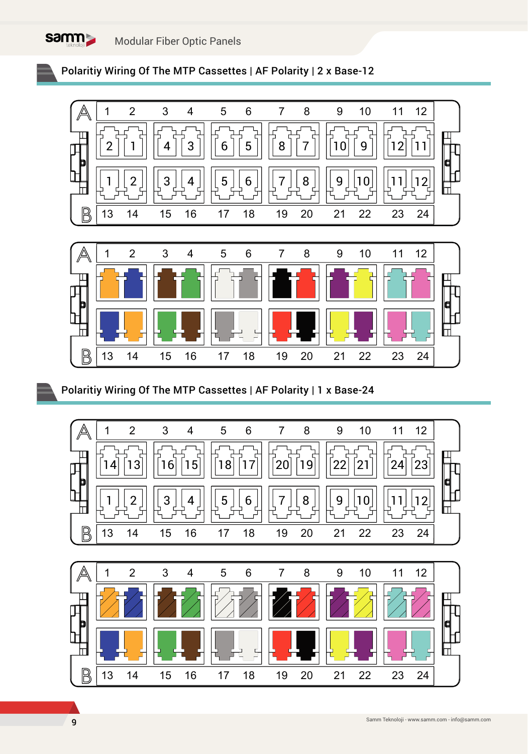## Polaritiy Wiring Of The MTP Cassettes | AF Polarity | 2 x Base-12

| A | 1 | 2 | 3 | 4 | 5 | 6 | 7 | 8 | 9 | 10 | 11 | 12 |
|---|---|---|---|---|---|---|---|---|---|---|---|---|
| | 2 | 1 | 4 | 3 | 6 | 5 | 8 | 7 | 10 | 9 | 12 | 11 |
| | 1 | 2 | 3 | 4 | 5 | 6 | 7 | 8 | 9 | 10 | 11 | 12 |
| B | 13 | 14 | 15 | 16 | 17 | 18 | 19 | 20 | 21 | 22 | 23 | 24 |

## Polaritiy Wiring Of The MTP Cassettes | AF Polarity | 1 x Base-24

| A | 1 | 2 | 3 | 4 | 5 | 6 | 7 | 8 | 9 | 10 | 11 | 12 |
|---|---|---|---|---|---|---|---|---|---|---|---|---|
| | 14 | 13 | 16 | 15 | 18 | 17 | 20 | 19 | 22 | 21 | 24 | 23 |
| | 1 | 2 | 3 | 4 | 5 | 6 | 7 | 8 | 9 | 10 | 11 | 12 |
| B | 13 | 14 | 15 | 16 | 17 | 18 | 19 | 20 | 21 | 22 | 23 | 24 |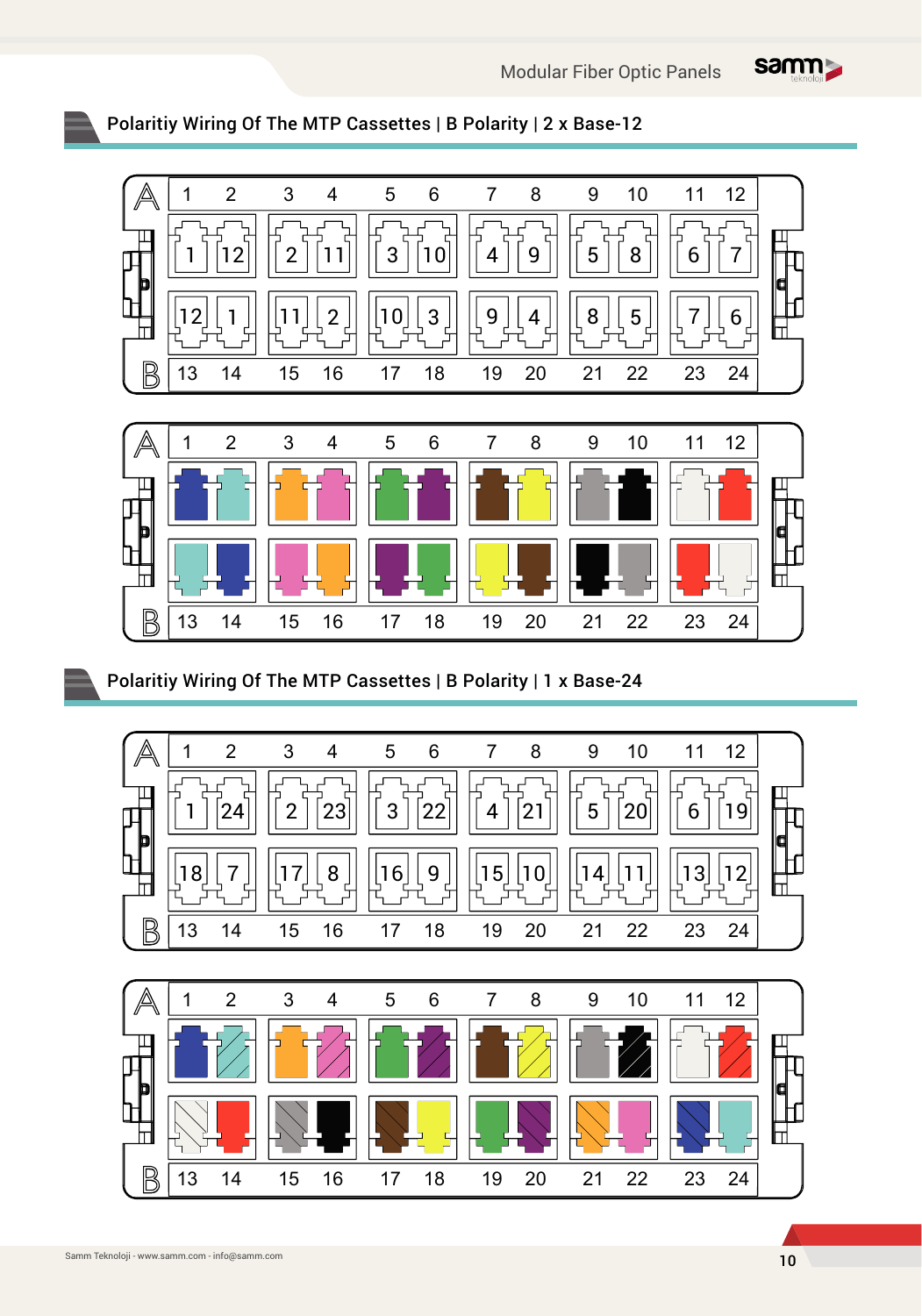## Polaritiy Wiring Of The MTP Cassettes | B Polarity | 2 x Base-12

A

1 2 3 4 5 6 7 8 9 10 11 12

1 12 2 11 3 10 4 9 5 8 6 7

12 1 11 2 10 3 9 4 8 5 7 6

B

13 14 15 16 17 18 19 20 21 22 23 24

A

1 2 3 4 5 6 7 8 9 10 11 12

B

13 14 15 16 17 18 19 20 21 22 23 24

## Polaritiy Wiring Of The MTP Cassettes | B Polarity | 1 x Base-24

A

1 2 3 4 5 6 7 8 9 10 11 12

1 24 2 23 3 22 4 21 5 20 6 19

18 7 17 8 16 9 15 10 14 11 13 12

B

13 14 15 16 17 18 19 20 21 22 23 24

A

1 2 3 4 5 6 7 8 9 10 11 12

B

13 14 15 16 17 18 19 20 21 22 23 24